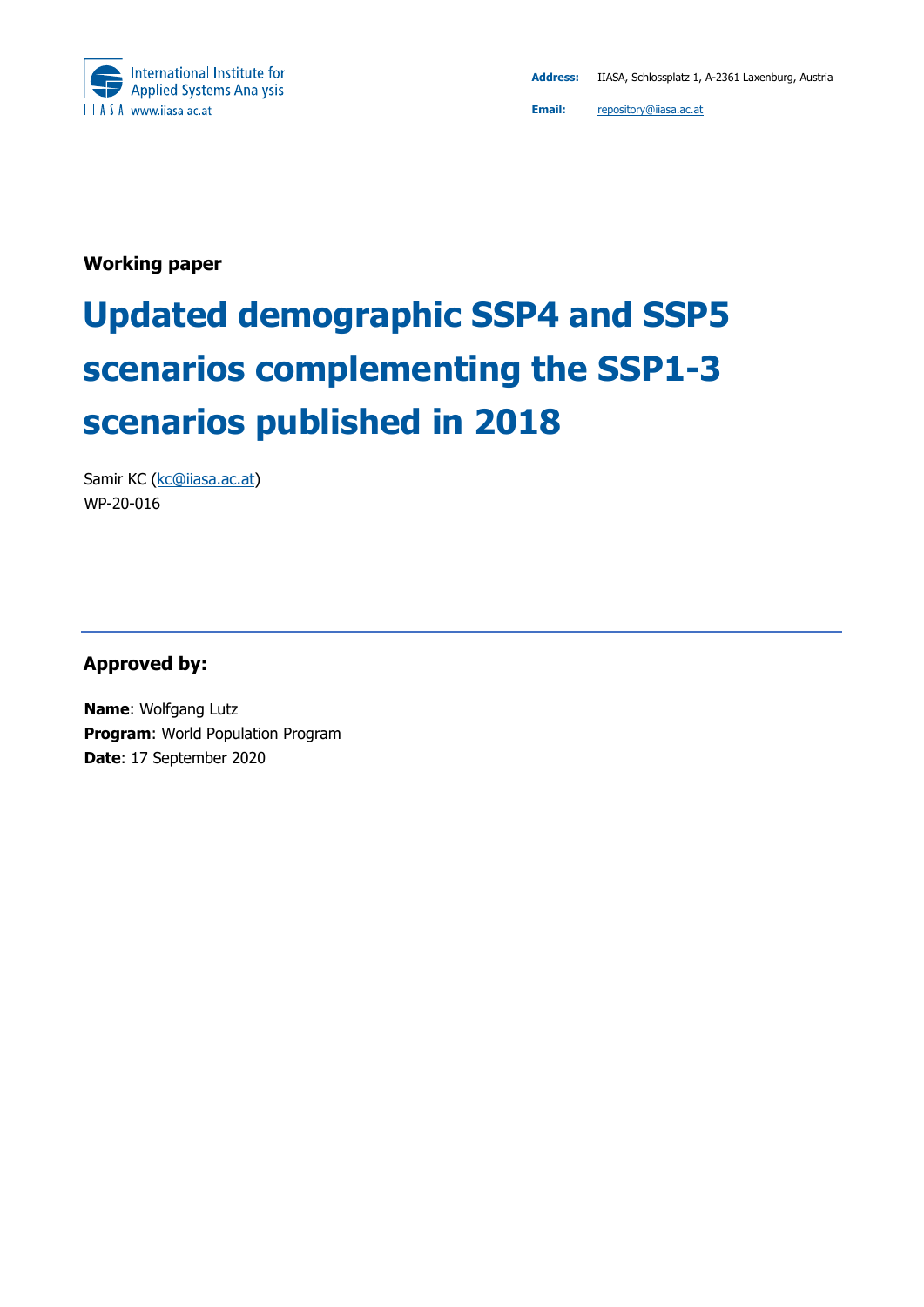International Institute for Applied Systems Analysis
IIASA www.iiasa.ac.at

**Address:** IIASA, Schlossplatz 1, A-2361 Laxenburg, Austria

**Email:** repository@iiasa.ac.at

**Working paper**

# Updated demographic SSP4 and SSP5 scenarios complementing the SSP1-3 scenarios published in 2018

Samir KC (kc@iiasa.ac.at)
WP-20-016

---

**Approved by:**

**Name**: Wolfgang Lutz
**Program**: World Population Program
**Date**: 17 September 2020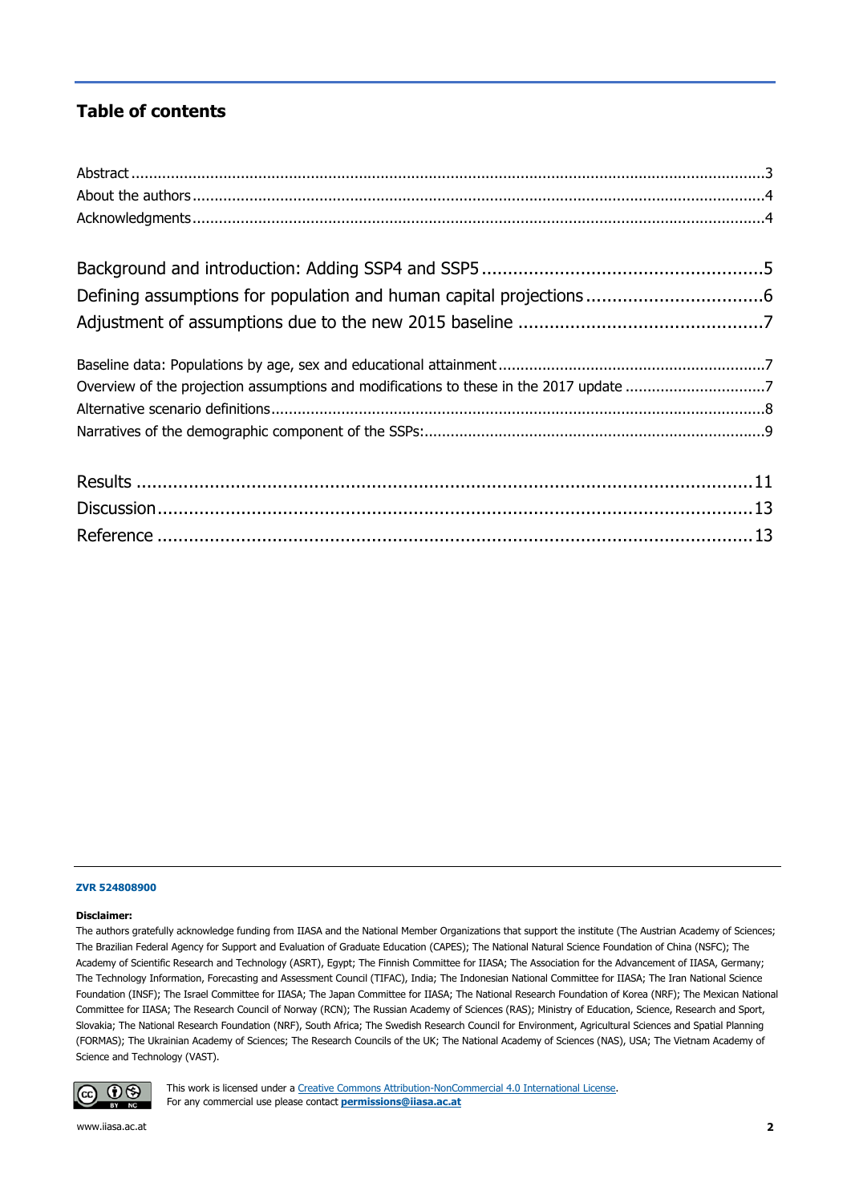## Table of contents

Abstract ....................................................................................................................................3
About the authors .....................................................................................................................4
Acknowledgments .....................................................................................................................4

Background and introduction: Adding SSP4 and SSP5 ......................................................5
Defining assumptions for population and human capital projections ..................................6
Adjustment of assumptions due to the new 2015 baseline ...............................................7

Baseline data: Populations by age, sex and educational attainment ............................................................7
Overview of the projection assumptions and modifications to these in the 2017 update ................................7
Alternative scenario definitions ..................................................................................................8
Narratives of the demographic component of the SSPs: .............................................................................9

Results ....................................................................................................................11
Discussion ................................................................................................................13
Reference .................................................................................................................13

**ZVR 524808900**

**Disclaimer:**
The authors gratefully acknowledge funding from IIASA and the National Member Organizations that support the institute (The Austrian Academy of Sciences; The Brazilian Federal Agency for Support and Evaluation of Graduate Education (CAPES); The National Natural Science Foundation of China (NSFC); The Academy of Scientific Research and Technology (ASRT), Egypt; The Finnish Committee for IIASA; The Association for the Advancement of IIASA, Germany; The Technology Information, Forecasting and Assessment Council (TIFAC), India; The Indonesian National Committee for IIASA; The Iran National Science Foundation (INSF); The Israel Committee for IIASA; The Japan Committee for IIASA; The National Research Foundation of Korea (NRF); The Mexican National Committee for IIASA; The Research Council of Norway (RCN); The Russian Academy of Sciences (RAS); Ministry of Education, Science, Research and Sport, Slovakia; The National Research Foundation (NRF), South Africa; The Swedish Research Council for Environment, Agricultural Sciences and Spatial Planning (FORMAS); The Ukrainian Academy of Sciences; The Research Councils of the UK; The National Academy of Sciences (NAS), USA; The Vietnam Academy of Science and Technology (VAST).

This work is licensed under a Creative Commons Attribution-NonCommercial 4.0 International License.
For any commercial use please contact **permissions@iiasa.ac.at**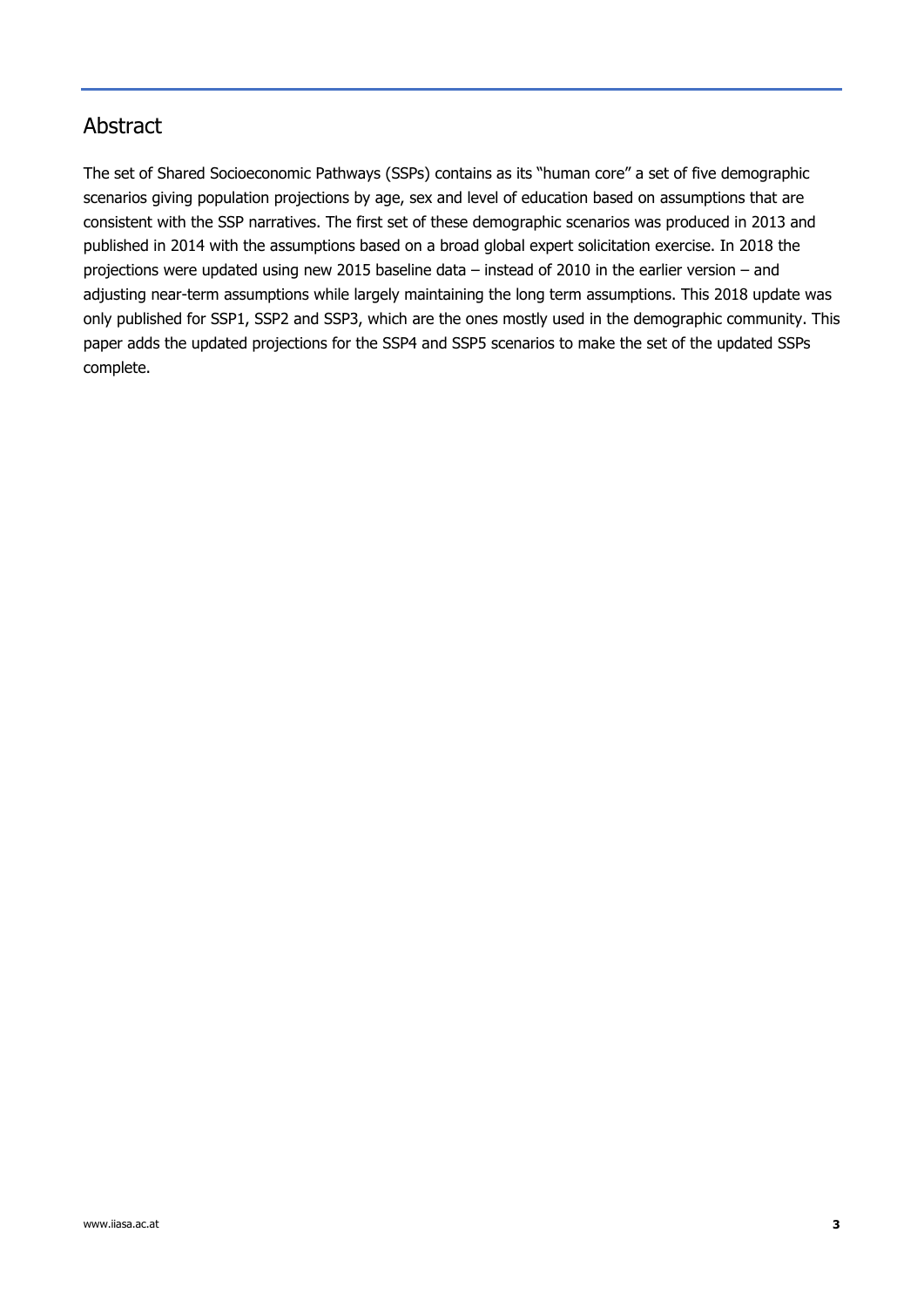## Abstract

The set of Shared Socioeconomic Pathways (SSPs) contains as its "human core" a set of five demographic scenarios giving population projections by age, sex and level of education based on assumptions that are consistent with the SSP narratives. The first set of these demographic scenarios was produced in 2013 and published in 2014 with the assumptions based on a broad global expert solicitation exercise. In 2018 the projections were updated using new 2015 baseline data – instead of 2010 in the earlier version – and adjusting near-term assumptions while largely maintaining the long term assumptions. This 2018 update was only published for SSP1, SSP2 and SSP3, which are the ones mostly used in the demographic community. This paper adds the updated projections for the SSP4 and SSP5 scenarios to make the set of the updated SSPs complete.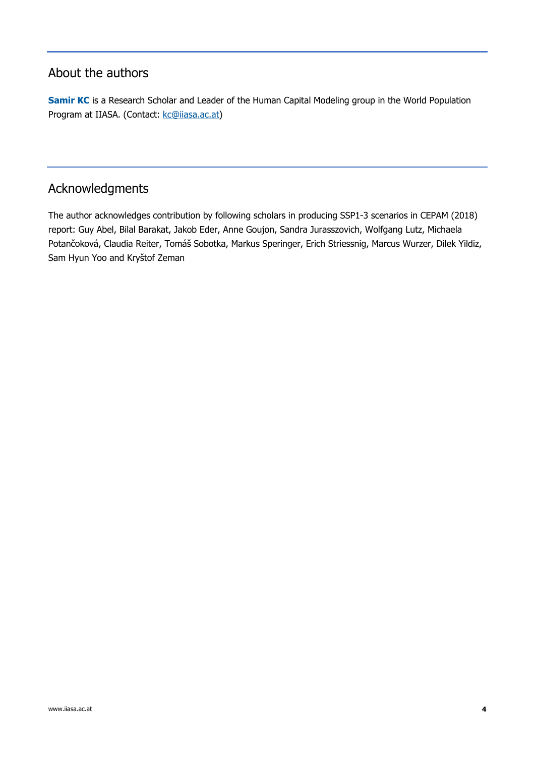## About the authors

**Samir KC** is a Research Scholar and Leader of the Human Capital Modeling group in the World Population Program at IIASA. (Contact: kc@iiasa.ac.at)

## Acknowledgments

The author acknowledges contribution by following scholars in producing SSP1-3 scenarios in CEPAM (2018) report: Guy Abel, Bilal Barakat, Jakob Eder, Anne Goujon, Sandra Jurasszovich, Wolfgang Lutz, Michaela Potančoková, Claudia Reiter, Tomáš Sobotka, Markus Speringer, Erich Striessnig, Marcus Wurzer, Dilek Yildiz, Sam Hyun Yoo and Kryštof Zeman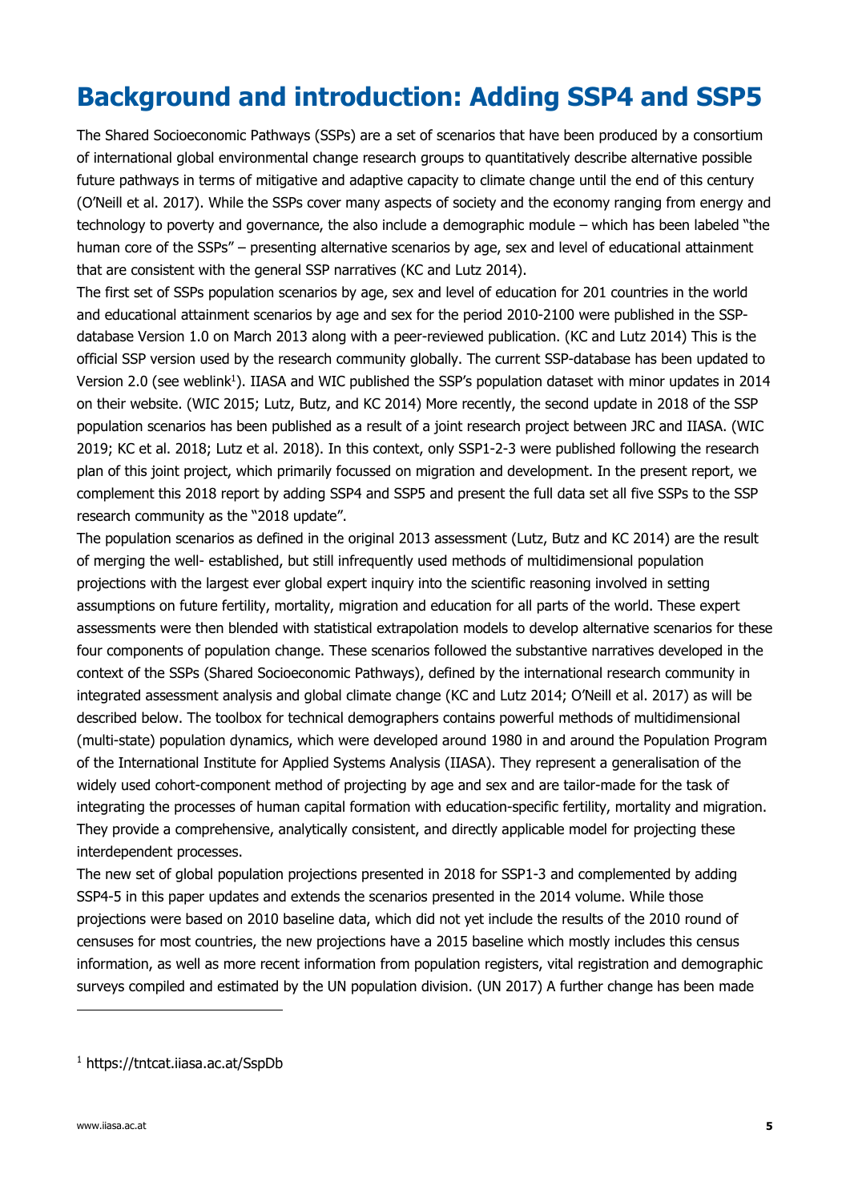# Background and introduction: Adding SSP4 and SSP5

The Shared Socioeconomic Pathways (SSPs) are a set of scenarios that have been produced by a consortium of international global environmental change research groups to quantitatively describe alternative possible future pathways in terms of mitigative and adaptive capacity to climate change until the end of this century (O'Neill et al. 2017). While the SSPs cover many aspects of society and the economy ranging from energy and technology to poverty and governance, the also include a demographic module – which has been labeled "the human core of the SSPs" – presenting alternative scenarios by age, sex and level of educational attainment that are consistent with the general SSP narratives (KC and Lutz 2014).

The first set of SSPs population scenarios by age, sex and level of education for 201 countries in the world and educational attainment scenarios by age and sex for the period 2010-2100 were published in the SSP-database Version 1.0 on March 2013 along with a peer-reviewed publication. (KC and Lutz 2014) This is the official SSP version used by the research community globally. The current SSP-database has been updated to Version 2.0 (see weblink[1]). IIASA and WIC published the SSP's population dataset with minor updates in 2014 on their website. (WIC 2015; Lutz, Butz, and KC 2014) More recently, the second update in 2018 of the SSP population scenarios has been published as a result of a joint research project between JRC and IIASA. (WIC 2019; KC et al. 2018; Lutz et al. 2018). In this context, only SSP1-2-3 were published following the research plan of this joint project, which primarily focussed on migration and development. In the present report, we complement this 2018 report by adding SSP4 and SSP5 and present the full data set all five SSPs to the SSP research community as the "2018 update".

The population scenarios as defined in the original 2013 assessment (Lutz, Butz and KC 2014) are the result of merging the well- established, but still infrequently used methods of multidimensional population projections with the largest ever global expert inquiry into the scientific reasoning involved in setting assumptions on future fertility, mortality, migration and education for all parts of the world. These expert assessments were then blended with statistical extrapolation models to develop alternative scenarios for these four components of population change. These scenarios followed the substantive narratives developed in the context of the SSPs (Shared Socioeconomic Pathways), defined by the international research community in integrated assessment analysis and global climate change (KC and Lutz 2014; O'Neill et al. 2017) as will be described below. The toolbox for technical demographers contains powerful methods of multidimensional (multi-state) population dynamics, which were developed around 1980 in and around the Population Program of the International Institute for Applied Systems Analysis (IIASA). They represent a generalisation of the widely used cohort-component method of projecting by age and sex and are tailor-made for the task of integrating the processes of human capital formation with education-specific fertility, mortality and migration. They provide a comprehensive, analytically consistent, and directly applicable model for projecting these interdependent processes.

The new set of global population projections presented in 2018 for SSP1-3 and complemented by adding SSP4-5 in this paper updates and extends the scenarios presented in the 2014 volume. While those projections were based on 2010 baseline data, which did not yet include the results of the 2010 round of censuses for most countries, the new projections have a 2015 baseline which mostly includes this census information, as well as more recent information from population registers, vital registration and demographic surveys compiled and estimated by the UN population division. (UN 2017) A further change has been made

[1] https://tntcat.iiasa.ac.at/SspDb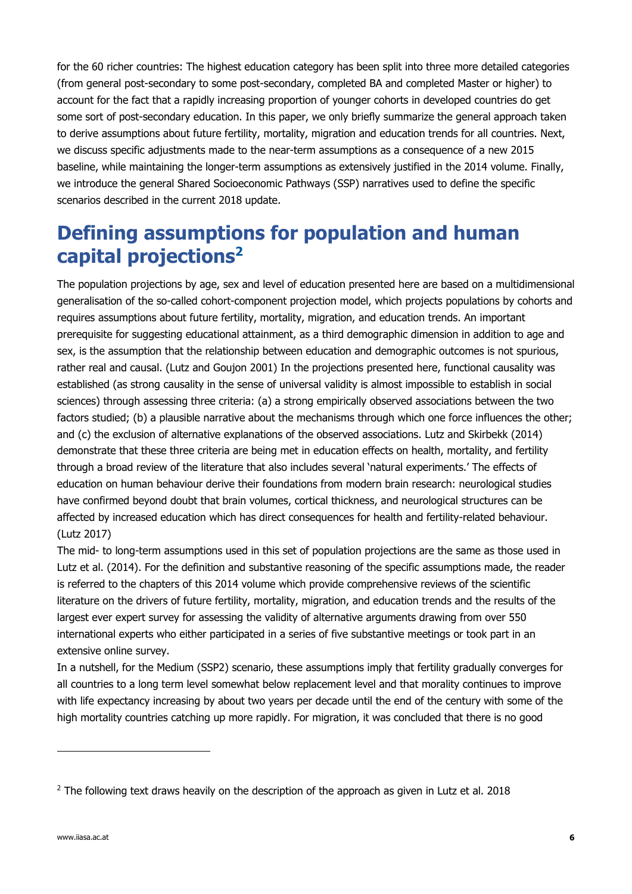for the 60 richer countries: The highest education category has been split into three more detailed categories (from general post-secondary to some post-secondary, completed BA and completed Master or higher) to account for the fact that a rapidly increasing proportion of younger cohorts in developed countries do get some sort of post-secondary education. In this paper, we only briefly summarize the general approach taken to derive assumptions about future fertility, mortality, migration and education trends for all countries. Next, we discuss specific adjustments made to the near-term assumptions as a consequence of a new 2015 baseline, while maintaining the longer-term assumptions as extensively justified in the 2014 volume. Finally, we introduce the general Shared Socioeconomic Pathways (SSP) narratives used to define the specific scenarios described in the current 2018 update.

# Defining assumptions for population and human capital projections[2]

The population projections by age, sex and level of education presented here are based on a multidimensional generalisation of the so-called cohort-component projection model, which projects populations by cohorts and requires assumptions about future fertility, mortality, migration, and education trends. An important prerequisite for suggesting educational attainment, as a third demographic dimension in addition to age and sex, is the assumption that the relationship between education and demographic outcomes is not spurious, rather real and causal. (Lutz and Goujon 2001) In the projections presented here, functional causality was established (as strong causality in the sense of universal validity is almost impossible to establish in social sciences) through assessing three criteria: (a) a strong empirically observed associations between the two factors studied; (b) a plausible narrative about the mechanisms through which one force influences the other; and (c) the exclusion of alternative explanations of the observed associations. Lutz and Skirbekk (2014) demonstrate that these three criteria are being met in education effects on health, mortality, and fertility through a broad review of the literature that also includes several 'natural experiments.' The effects of education on human behaviour derive their foundations from modern brain research: neurological studies have confirmed beyond doubt that brain volumes, cortical thickness, and neurological structures can be affected by increased education which has direct consequences for health and fertility-related behaviour. (Lutz 2017)

The mid- to long-term assumptions used in this set of population projections are the same as those used in Lutz et al. (2014). For the definition and substantive reasoning of the specific assumptions made, the reader is referred to the chapters of this 2014 volume which provide comprehensive reviews of the scientific literature on the drivers of future fertility, mortality, migration, and education trends and the results of the largest ever expert survey for assessing the validity of alternative arguments drawing from over 550 international experts who either participated in a series of five substantive meetings or took part in an extensive online survey.

In a nutshell, for the Medium (SSP2) scenario, these assumptions imply that fertility gradually converges for all countries to a long term level somewhat below replacement level and that morality continues to improve with life expectancy increasing by about two years per decade until the end of the century with some of the high mortality countries catching up more rapidly. For migration, it was concluded that there is no good

---

[2] The following text draws heavily on the description of the approach as given in Lutz et al. 2018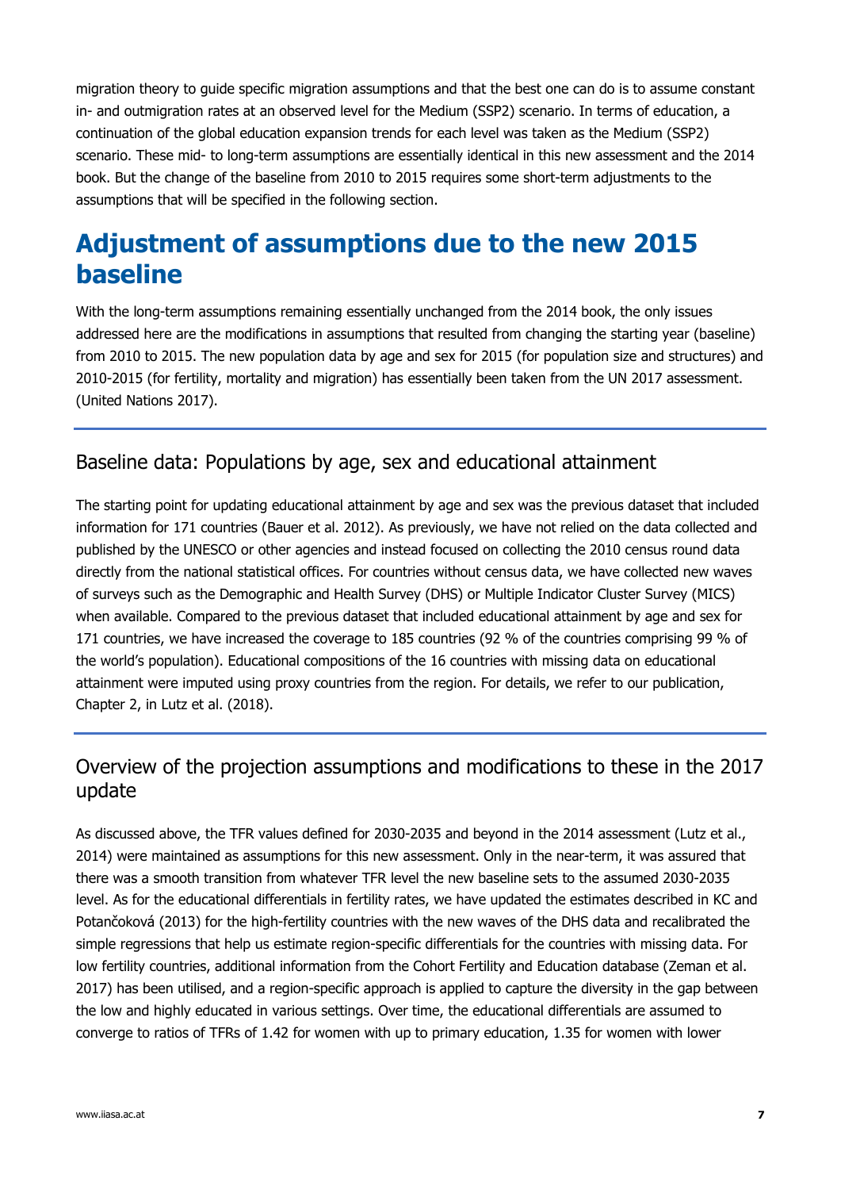migration theory to guide specific migration assumptions and that the best one can do is to assume constant in- and outmigration rates at an observed level for the Medium (SSP2) scenario. In terms of education, a continuation of the global education expansion trends for each level was taken as the Medium (SSP2) scenario. These mid- to long-term assumptions are essentially identical in this new assessment and the 2014 book. But the change of the baseline from 2010 to 2015 requires some short-term adjustments to the assumptions that will be specified in the following section.

# Adjustment of assumptions due to the new 2015 baseline

With the long-term assumptions remaining essentially unchanged from the 2014 book, the only issues addressed here are the modifications in assumptions that resulted from changing the starting year (baseline) from 2010 to 2015. The new population data by age and sex for 2015 (for population size and structures) and 2010-2015 (for fertility, mortality and migration) has essentially been taken from the UN 2017 assessment. (United Nations 2017).

## Baseline data: Populations by age, sex and educational attainment

The starting point for updating educational attainment by age and sex was the previous dataset that included information for 171 countries (Bauer et al. 2012). As previously, we have not relied on the data collected and published by the UNESCO or other agencies and instead focused on collecting the 2010 census round data directly from the national statistical offices. For countries without census data, we have collected new waves of surveys such as the Demographic and Health Survey (DHS) or Multiple Indicator Cluster Survey (MICS) when available. Compared to the previous dataset that included educational attainment by age and sex for 171 countries, we have increased the coverage to 185 countries (92 % of the countries comprising 99 % of the world's population). Educational compositions of the 16 countries with missing data on educational attainment were imputed using proxy countries from the region. For details, we refer to our publication, Chapter 2, in Lutz et al. (2018).

## Overview of the projection assumptions and modifications to these in the 2017 update

As discussed above, the TFR values defined for 2030-2035 and beyond in the 2014 assessment (Lutz et al., 2014) were maintained as assumptions for this new assessment. Only in the near-term, it was assured that there was a smooth transition from whatever TFR level the new baseline sets to the assumed 2030-2035 level. As for the educational differentials in fertility rates, we have updated the estimates described in KC and Potančoková (2013) for the high-fertility countries with the new waves of the DHS data and recalibrated the simple regressions that help us estimate region-specific differentials for the countries with missing data. For low fertility countries, additional information from the Cohort Fertility and Education database (Zeman et al. 2017) has been utilised, and a region-specific approach is applied to capture the diversity in the gap between the low and highly educated in various settings. Over time, the educational differentials are assumed to converge to ratios of TFRs of 1.42 for women with up to primary education, 1.35 for women with lower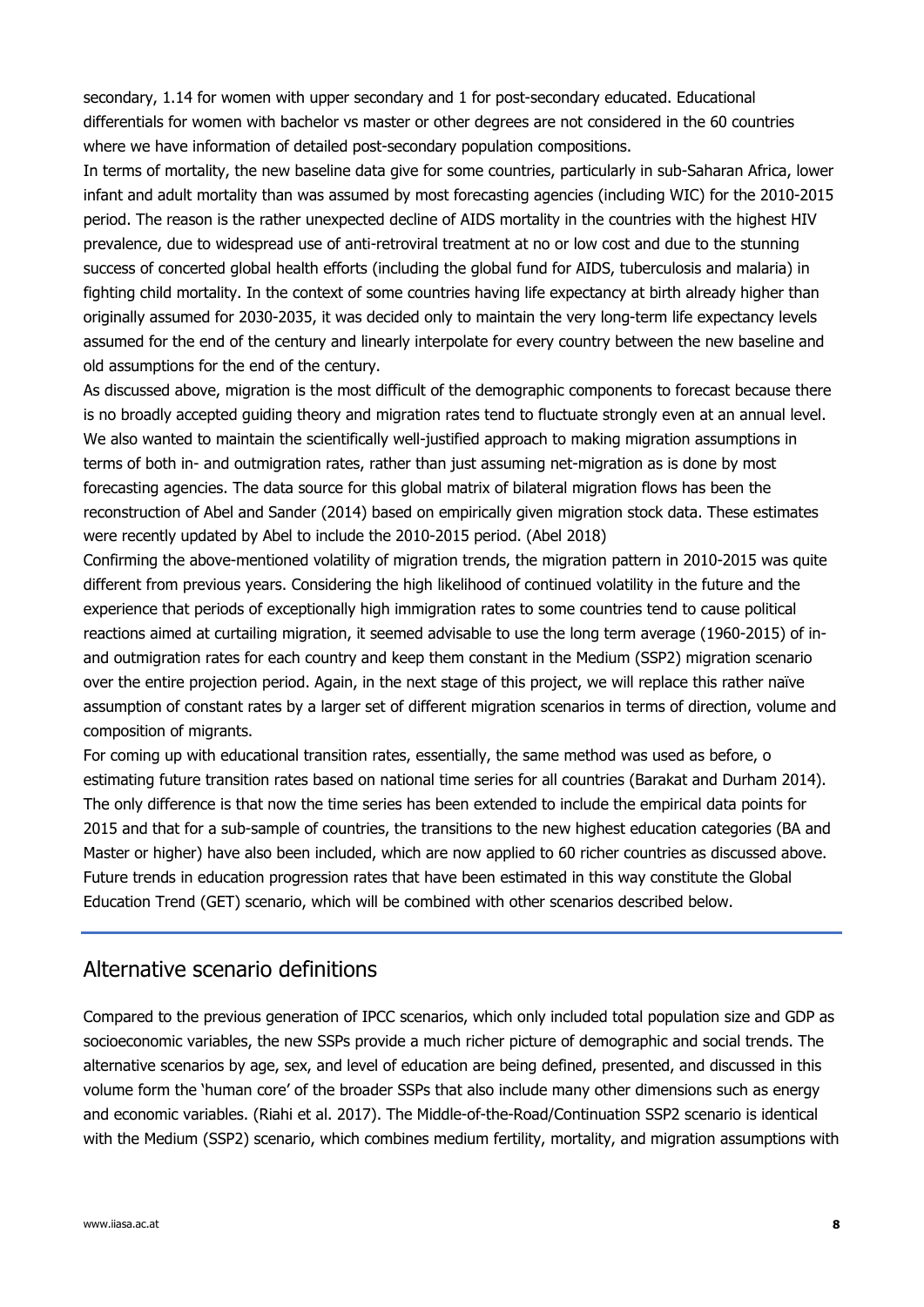secondary, 1.14 for women with upper secondary and 1 for post-secondary educated. Educational differentials for women with bachelor vs master or other degrees are not considered in the 60 countries where we have information of detailed post-secondary population compositions.

In terms of mortality, the new baseline data give for some countries, particularly in sub-Saharan Africa, lower infant and adult mortality than was assumed by most forecasting agencies (including WIC) for the 2010-2015 period. The reason is the rather unexpected decline of AIDS mortality in the countries with the highest HIV prevalence, due to widespread use of anti-retroviral treatment at no or low cost and due to the stunning success of concerted global health efforts (including the global fund for AIDS, tuberculosis and malaria) in fighting child mortality. In the context of some countries having life expectancy at birth already higher than originally assumed for 2030-2035, it was decided only to maintain the very long-term life expectancy levels assumed for the end of the century and linearly interpolate for every country between the new baseline and old assumptions for the end of the century.

As discussed above, migration is the most difficult of the demographic components to forecast because there is no broadly accepted guiding theory and migration rates tend to fluctuate strongly even at an annual level. We also wanted to maintain the scientifically well-justified approach to making migration assumptions in terms of both in- and outmigration rates, rather than just assuming net-migration as is done by most forecasting agencies. The data source for this global matrix of bilateral migration flows has been the reconstruction of Abel and Sander (2014) based on empirically given migration stock data. These estimates were recently updated by Abel to include the 2010-2015 period. (Abel 2018)

Confirming the above-mentioned volatility of migration trends, the migration pattern in 2010-2015 was quite different from previous years. Considering the high likelihood of continued volatility in the future and the experience that periods of exceptionally high immigration rates to some countries tend to cause political reactions aimed at curtailing migration, it seemed advisable to use the long term average (1960-2015) of in- and outmigration rates for each country and keep them constant in the Medium (SSP2) migration scenario over the entire projection period. Again, in the next stage of this project, we will replace this rather naïve assumption of constant rates by a larger set of different migration scenarios in terms of direction, volume and composition of migrants.

For coming up with educational transition rates, essentially, the same method was used as before, o estimating future transition rates based on national time series for all countries (Barakat and Durham 2014). The only difference is that now the time series has been extended to include the empirical data points for 2015 and that for a sub-sample of countries, the transitions to the new highest education categories (BA and Master or higher) have also been included, which are now applied to 60 richer countries as discussed above. Future trends in education progression rates that have been estimated in this way constitute the Global Education Trend (GET) scenario, which will be combined with other scenarios described below.

## Alternative scenario definitions

Compared to the previous generation of IPCC scenarios, which only included total population size and GDP as socioeconomic variables, the new SSPs provide a much richer picture of demographic and social trends. The alternative scenarios by age, sex, and level of education are being defined, presented, and discussed in this volume form the 'human core' of the broader SSPs that also include many other dimensions such as energy and economic variables. (Riahi et al. 2017). The Middle-of-the-Road/Continuation SSP2 scenario is identical with the Medium (SSP2) scenario, which combines medium fertility, mortality, and migration assumptions with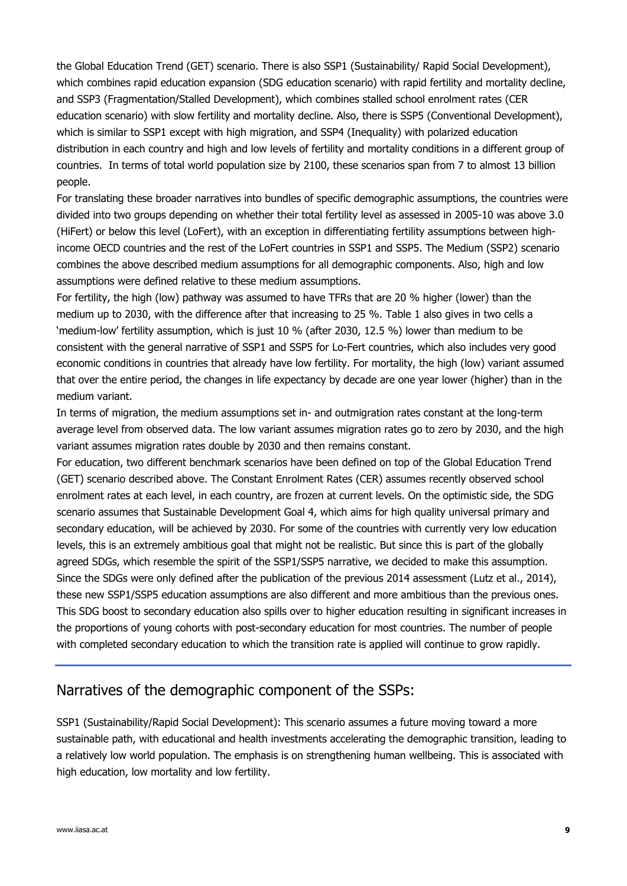the Global Education Trend (GET) scenario. There is also SSP1 (Sustainability/ Rapid Social Development), which combines rapid education expansion (SDG education scenario) with rapid fertility and mortality decline, and SSP3 (Fragmentation/Stalled Development), which combines stalled school enrolment rates (CER education scenario) with slow fertility and mortality decline. Also, there is SSP5 (Conventional Development), which is similar to SSP1 except with high migration, and SSP4 (Inequality) with polarized education distribution in each country and high and low levels of fertility and mortality conditions in a different group of countries. In terms of total world population size by 2100, these scenarios span from 7 to almost 13 billion people.

For translating these broader narratives into bundles of specific demographic assumptions, the countries were divided into two groups depending on whether their total fertility level as assessed in 2005-10 was above 3.0 (HiFert) or below this level (LoFert), with an exception in differentiating fertility assumptions between high-income OECD countries and the rest of the LoFert countries in SSP1 and SSP5. The Medium (SSP2) scenario combines the above described medium assumptions for all demographic components. Also, high and low assumptions were defined relative to these medium assumptions.

For fertility, the high (low) pathway was assumed to have TFRs that are 20 % higher (lower) than the medium up to 2030, with the difference after that increasing to 25 %. Table 1 also gives in two cells a 'medium-low' fertility assumption, which is just 10 % (after 2030, 12.5 %) lower than medium to be consistent with the general narrative of SSP1 and SSP5 for Lo-Fert countries, which also includes very good economic conditions in countries that already have low fertility. For mortality, the high (low) variant assumed that over the entire period, the changes in life expectancy by decade are one year lower (higher) than in the medium variant.

In terms of migration, the medium assumptions set in- and outmigration rates constant at the long-term average level from observed data. The low variant assumes migration rates go to zero by 2030, and the high variant assumes migration rates double by 2030 and then remains constant.

For education, two different benchmark scenarios have been defined on top of the Global Education Trend (GET) scenario described above. The Constant Enrolment Rates (CER) assumes recently observed school enrolment rates at each level, in each country, are frozen at current levels. On the optimistic side, the SDG scenario assumes that Sustainable Development Goal 4, which aims for high quality universal primary and secondary education, will be achieved by 2030. For some of the countries with currently very low education levels, this is an extremely ambitious goal that might not be realistic. But since this is part of the globally agreed SDGs, which resemble the spirit of the SSP1/SSP5 narrative, we decided to make this assumption. Since the SDGs were only defined after the publication of the previous 2014 assessment (Lutz et al., 2014), these new SSP1/SSP5 education assumptions are also different and more ambitious than the previous ones. This SDG boost to secondary education also spills over to higher education resulting in significant increases in the proportions of young cohorts with post-secondary education for most countries. The number of people with completed secondary education to which the transition rate is applied will continue to grow rapidly.

## Narratives of the demographic component of the SSPs:

SSP1 (Sustainability/Rapid Social Development): This scenario assumes a future moving toward a more sustainable path, with educational and health investments accelerating the demographic transition, leading to a relatively low world population. The emphasis is on strengthening human wellbeing. This is associated with high education, low mortality and low fertility.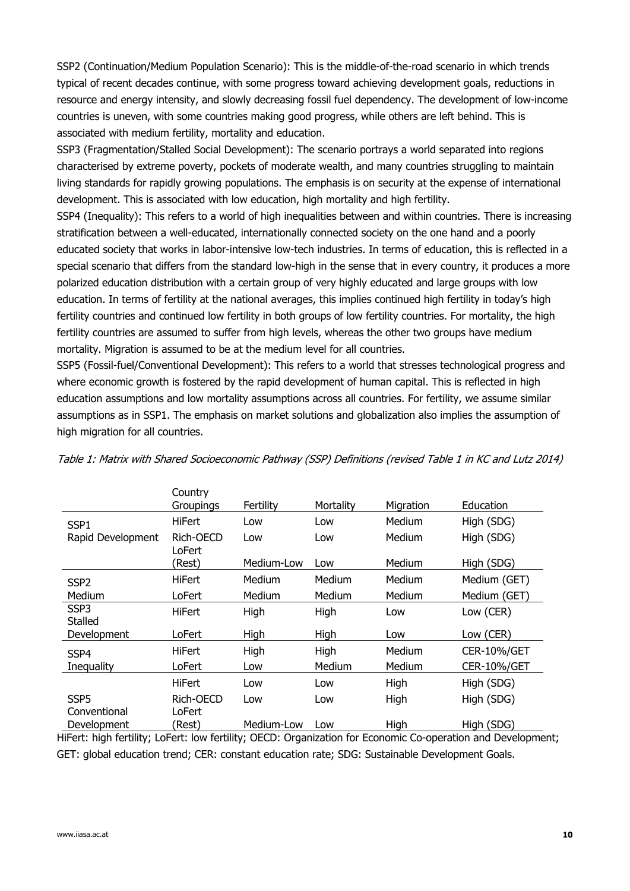SSP2 (Continuation/Medium Population Scenario): This is the middle-of-the-road scenario in which trends typical of recent decades continue, with some progress toward achieving development goals, reductions in resource and energy intensity, and slowly decreasing fossil fuel dependency. The development of low-income countries is uneven, with some countries making good progress, while others are left behind. This is associated with medium fertility, mortality and education.

SSP3 (Fragmentation/Stalled Social Development): The scenario portrays a world separated into regions characterised by extreme poverty, pockets of moderate wealth, and many countries struggling to maintain living standards for rapidly growing populations. The emphasis is on security at the expense of international development. This is associated with low education, high mortality and high fertility.

SSP4 (Inequality): This refers to a world of high inequalities between and within countries. There is increasing stratification between a well-educated, internationally connected society on the one hand and a poorly educated society that works in labor-intensive low-tech industries. In terms of education, this is reflected in a special scenario that differs from the standard low-high in the sense that in every country, it produces a more polarized education distribution with a certain group of very highly educated and large groups with low education. In terms of fertility at the national averages, this implies continued high fertility in today's high fertility countries and continued low fertility in both groups of low fertility countries. For mortality, the high fertility countries are assumed to suffer from high levels, whereas the other two groups have medium mortality. Migration is assumed to be at the medium level for all countries.

SSP5 (Fossil-fuel/Conventional Development): This refers to a world that stresses technological progress and where economic growth is fostered by the rapid development of human capital. This is reflected in high education assumptions and low mortality assumptions across all countries. For fertility, we assume similar assumptions as in SSP1. The emphasis on market solutions and globalization also implies the assumption of high migration for all countries.

*Table 1: Matrix with Shared Socioeconomic Pathway (SSP) Definitions (revised Table 1 in KC and Lutz 2014)*

| | Country Groupings | Fertility | Mortality | Migration | Education |
|---|---|---|---|---|---|
| SSP1 Rapid Development | HiFert | Low | Low | Medium | High (SDG) |
| | Rich-OECD | Low | Low | Medium | High (SDG) |
| | LoFert (Rest) | Medium-Low | Low | Medium | High (SDG) |
| SSP2 Medium | HiFert | Medium | Medium | Medium | Medium (GET) |
| | LoFert | Medium | Medium | Medium | Medium (GET) |
| SSP3 Stalled Development | HiFert | High | High | Low | Low (CER) |
| | LoFert | High | High | Low | Low (CER) |
| SSP4 Inequality | HiFert | High | High | Medium | CER-10%/GET |
| | LoFert | Low | Medium | Medium | CER-10%/GET |
| SSP5 Conventional Development | HiFert | Low | Low | High | High (SDG) |
| | Rich-OECD | Low | Low | High | High (SDG) |
| | LoFert (Rest) | Medium-Low | Low | High | High (SDG) |

HiFert: high fertility; LoFert: low fertility; OECD: Organization for Economic Co-operation and Development; GET: global education trend; CER: constant education rate; SDG: Sustainable Development Goals.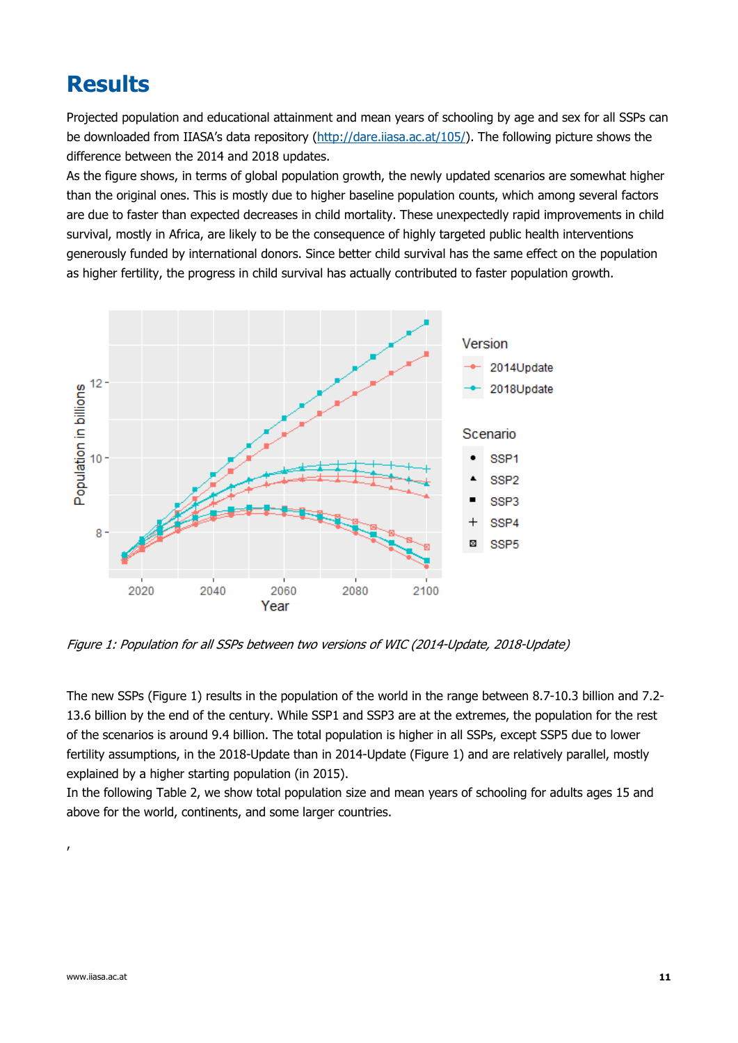# Results

Projected population and educational attainment and mean years of schooling by age and sex for all SSPs can be downloaded from IIASA's data repository (http://dare.iiasa.ac.at/105/). The following picture shows the difference between the 2014 and 2018 updates.

As the figure shows, in terms of global population growth, the newly updated scenarios are somewhat higher than the original ones. This is mostly due to higher baseline population counts, which among several factors are due to faster than expected decreases in child mortality. These unexpectedly rapid improvements in child survival, mostly in Africa, are likely to be the consequence of highly targeted public health interventions generously funded by international donors. Since better child survival has the same effect on the population as higher fertility, the progress in child survival has actually contributed to faster population growth.

*Figure 1: Population for all SSPs between two versions of WIC (2014-Update, 2018-Update)*

The new SSPs (Figure 1) results in the population of the world in the range between 8.7-10.3 billion and 7.2-13.6 billion by the end of the century. While SSP1 and SSP3 are at the extremes, the population for the rest of the scenarios is around 9.4 billion. The total population is higher in all SSPs, except SSP5 due to lower fertility assumptions, in the 2018-Update than in 2014-Update (Figure 1) and are relatively parallel, mostly explained by a higher starting population (in 2015).

In the following Table 2, we show total population size and mean years of schooling for adults ages 15 and above for the world, continents, and some larger countries.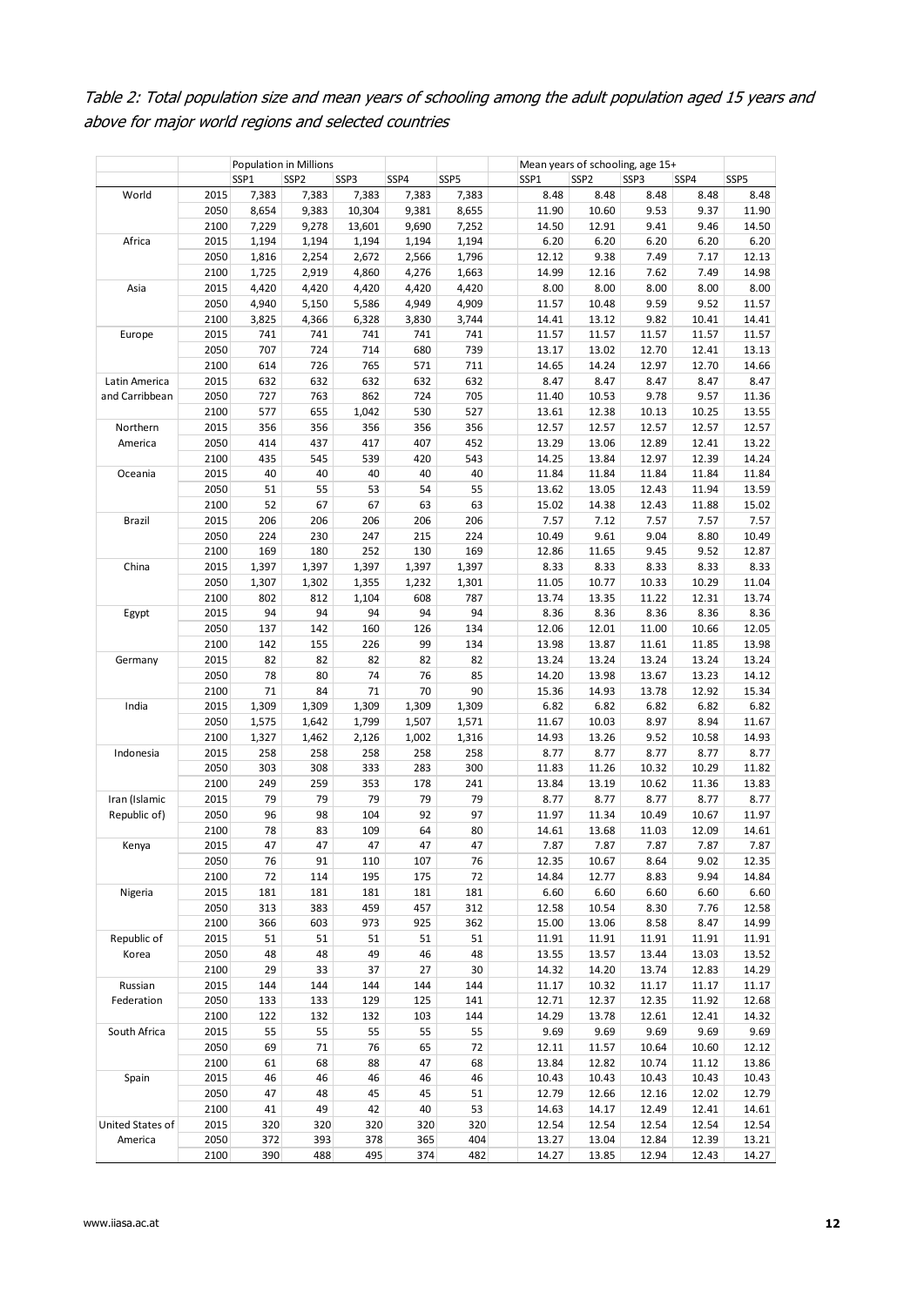*Table 2: Total population size and mean years of schooling among the adult population aged 15 years and above for major world regions and selected countries*

| | | Population in Millions | | | | | Mean years of schooling, age 15+ | | | | |
|---|---|---|---|---|---|---|---|---|---|---|---|
| | | SSP1 | SSP2 | SSP3 | SSP4 | SSP5 | SSP1 | SSP2 | SSP3 | SSP4 | SSP5 |
| World | 2015 | 7,383 | 7,383 | 7,383 | 7,383 | 7,383 | 8.48 | 8.48 | 8.48 | 8.48 | 8.48 |
| | 2050 | 8,654 | 9,383 | 10,304 | 9,381 | 8,655 | 11.90 | 10.60 | 9.53 | 9.37 | 11.90 |
| | 2100 | 7,229 | 9,278 | 13,601 | 9,690 | 7,252 | 14.50 | 12.91 | 9.41 | 9.46 | 14.50 |
| Africa | 2015 | 1,194 | 1,194 | 1,194 | 1,194 | 1,194 | 6.20 | 6.20 | 6.20 | 6.20 | 6.20 |
| | 2050 | 1,816 | 2,254 | 2,672 | 2,566 | 1,796 | 12.12 | 9.38 | 7.49 | 7.17 | 12.13 |
| | 2100 | 1,725 | 2,919 | 4,860 | 4,276 | 1,663 | 14.99 | 12.16 | 7.62 | 7.49 | 14.98 |
| Asia | 2015 | 4,420 | 4,420 | 4,420 | 4,420 | 4,420 | 8.00 | 8.00 | 8.00 | 8.00 | 8.00 |
| | 2050 | 4,940 | 5,150 | 5,586 | 4,949 | 4,909 | 11.57 | 10.48 | 9.59 | 9.52 | 11.57 |
| | 2100 | 3,825 | 4,366 | 6,328 | 3,830 | 3,744 | 14.41 | 13.12 | 9.82 | 10.41 | 14.41 |
| Europe | 2015 | 741 | 741 | 741 | 741 | 741 | 11.57 | 11.57 | 11.57 | 11.57 | 11.57 |
| | 2050 | 707 | 724 | 714 | 680 | 739 | 13.17 | 13.02 | 12.70 | 12.41 | 13.13 |
| | 2100 | 614 | 726 | 765 | 571 | 711 | 14.65 | 14.24 | 12.97 | 12.70 | 14.66 |
| Latin America and Carribbean | 2015 | 632 | 632 | 632 | 632 | 632 | 8.47 | 8.47 | 8.47 | 8.47 | 8.47 |
| | 2050 | 727 | 763 | 862 | 724 | 705 | 11.40 | 10.53 | 9.78 | 9.57 | 11.36 |
| | 2100 | 577 | 655 | 1,042 | 530 | 527 | 13.61 | 12.38 | 10.13 | 10.25 | 13.55 |
| Northern America | 2015 | 356 | 356 | 356 | 356 | 356 | 12.57 | 12.57 | 12.57 | 12.57 | 12.57 |
| | 2050 | 414 | 437 | 417 | 407 | 452 | 13.29 | 13.06 | 12.89 | 12.41 | 13.22 |
| | 2100 | 435 | 545 | 539 | 420 | 543 | 14.25 | 13.84 | 12.97 | 12.39 | 14.24 |
| Oceania | 2015 | 40 | 40 | 40 | 40 | 40 | 11.84 | 11.84 | 11.84 | 11.84 | 11.84 |
| | 2050 | 51 | 55 | 53 | 54 | 55 | 13.62 | 13.05 | 12.43 | 11.94 | 13.59 |
| | 2100 | 52 | 67 | 67 | 63 | 63 | 15.02 | 14.38 | 12.43 | 11.88 | 15.02 |
| Brazil | 2015 | 206 | 206 | 206 | 206 | 206 | 7.57 | 7.12 | 7.57 | 7.57 | 7.57 |
| | 2050 | 224 | 230 | 247 | 215 | 224 | 10.49 | 9.61 | 9.04 | 8.80 | 10.49 |
| | 2100 | 169 | 180 | 252 | 130 | 169 | 12.86 | 11.65 | 9.45 | 9.52 | 12.87 |
| China | 2015 | 1,397 | 1,397 | 1,397 | 1,397 | 1,397 | 8.33 | 8.33 | 8.33 | 8.33 | 8.33 |
| | 2050 | 1,307 | 1,302 | 1,355 | 1,232 | 1,301 | 11.05 | 10.77 | 10.33 | 10.29 | 11.04 |
| | 2100 | 802 | 812 | 1,104 | 608 | 787 | 13.74 | 13.35 | 11.22 | 12.31 | 13.74 |
| Egypt | 2015 | 94 | 94 | 94 | 94 | 94 | 8.36 | 8.36 | 8.36 | 8.36 | 8.36 |
| | 2050 | 137 | 142 | 160 | 126 | 134 | 12.06 | 12.01 | 11.00 | 10.66 | 12.05 |
| | 2100 | 142 | 155 | 226 | 99 | 134 | 13.98 | 13.87 | 11.61 | 11.85 | 13.98 |
| Germany | 2015 | 82 | 82 | 82 | 82 | 82 | 13.24 | 13.24 | 13.24 | 13.24 | 13.24 |
| | 2050 | 78 | 80 | 74 | 76 | 85 | 14.20 | 13.98 | 13.67 | 13.23 | 14.12 |
| | 2100 | 71 | 84 | 71 | 70 | 90 | 15.36 | 14.93 | 13.78 | 12.92 | 15.34 |
| India | 2015 | 1,309 | 1,309 | 1,309 | 1,309 | 1,309 | 6.82 | 6.82 | 6.82 | 6.82 | 6.82 |
| | 2050 | 1,575 | 1,642 | 1,799 | 1,507 | 1,571 | 11.67 | 10.03 | 8.97 | 8.94 | 11.67 |
| | 2100 | 1,327 | 1,462 | 2,126 | 1,002 | 1,316 | 14.93 | 13.26 | 9.52 | 10.58 | 14.93 |
| Indonesia | 2015 | 258 | 258 | 258 | 258 | 258 | 8.77 | 8.77 | 8.77 | 8.77 | 8.77 |
| | 2050 | 303 | 308 | 333 | 283 | 300 | 11.83 | 11.26 | 10.32 | 10.29 | 11.82 |
| | 2100 | 249 | 259 | 353 | 178 | 241 | 13.84 | 13.19 | 10.62 | 11.36 | 13.83 |
| Iran (Islamic Republic of) | 2015 | 79 | 79 | 79 | 79 | 79 | 8.77 | 8.77 | 8.77 | 8.77 | 8.77 |
| | 2050 | 96 | 98 | 104 | 92 | 97 | 11.97 | 11.34 | 10.49 | 10.67 | 11.97 |
| | 2100 | 78 | 83 | 109 | 64 | 80 | 14.61 | 13.68 | 11.03 | 12.09 | 14.61 |
| Kenya | 2015 | 47 | 47 | 47 | 47 | 47 | 7.87 | 7.87 | 7.87 | 7.87 | 7.87 |
| | 2050 | 76 | 91 | 110 | 107 | 76 | 12.35 | 10.67 | 8.64 | 9.02 | 12.35 |
| | 2100 | 72 | 114 | 195 | 175 | 72 | 14.84 | 12.77 | 8.83 | 9.94 | 14.84 |
| Nigeria | 2015 | 181 | 181 | 181 | 181 | 181 | 6.60 | 6.60 | 6.60 | 6.60 | 6.60 |
| | 2050 | 313 | 383 | 459 | 457 | 312 | 12.58 | 10.54 | 8.30 | 7.76 | 12.58 |
| | 2100 | 366 | 603 | 973 | 925 | 362 | 15.00 | 13.06 | 8.58 | 8.47 | 14.99 |
| Republic of Korea | 2015 | 51 | 51 | 51 | 51 | 51 | 11.91 | 11.91 | 11.91 | 11.91 | 11.91 |
| | 2050 | 48 | 48 | 49 | 46 | 48 | 13.55 | 13.57 | 13.44 | 13.03 | 13.52 |
| | 2100 | 29 | 33 | 37 | 27 | 30 | 14.32 | 14.20 | 13.74 | 12.83 | 14.29 |
| Russian Federation | 2015 | 144 | 144 | 144 | 144 | 144 | 11.17 | 10.32 | 11.17 | 11.17 | 11.17 |
| | 2050 | 133 | 133 | 129 | 125 | 141 | 12.71 | 12.37 | 12.35 | 11.92 | 12.68 |
| | 2100 | 122 | 132 | 132 | 103 | 144 | 14.29 | 13.78 | 12.61 | 12.41 | 14.32 |
| South Africa | 2015 | 55 | 55 | 55 | 55 | 55 | 9.69 | 9.69 | 9.69 | 9.69 | 9.69 |
| | 2050 | 69 | 71 | 76 | 65 | 72 | 12.11 | 11.57 | 10.64 | 10.60 | 12.12 |
| | 2100 | 61 | 68 | 88 | 47 | 68 | 13.84 | 12.82 | 10.74 | 11.12 | 13.86 |
| Spain | 2015 | 46 | 46 | 46 | 46 | 46 | 10.43 | 10.43 | 10.43 | 10.43 | 10.43 |
| | 2050 | 47 | 48 | 45 | 45 | 51 | 12.79 | 12.66 | 12.16 | 12.02 | 12.79 |
| | 2100 | 41 | 49 | 42 | 40 | 53 | 14.63 | 14.17 | 12.49 | 12.41 | 14.61 |
| United States of America | 2015 | 320 | 320 | 320 | 320 | 320 | 12.54 | 12.54 | 12.54 | 12.54 | 12.54 |
| | 2050 | 372 | 393 | 378 | 365 | 404 | 13.27 | 13.04 | 12.84 | 12.39 | 13.21 |
| | 2100 | 390 | 488 | 495 | 374 | 482 | 14.27 | 13.85 | 12.94 | 12.43 | 14.27 |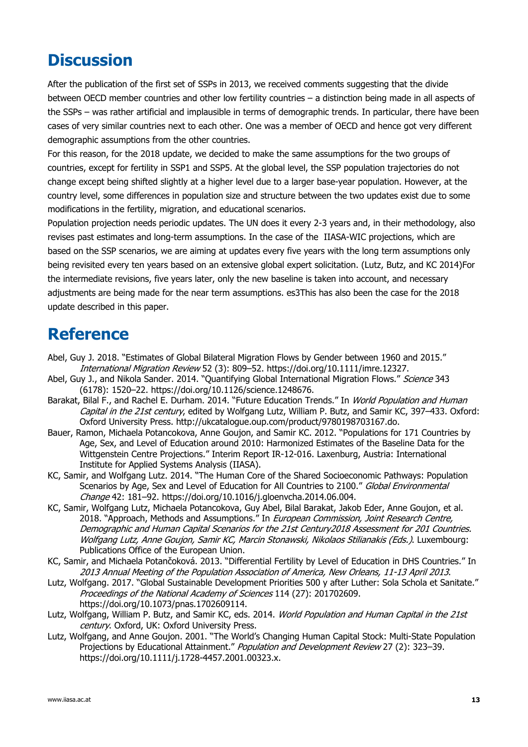# Discussion

After the publication of the first set of SSPs in 2013, we received comments suggesting that the divide between OECD member countries and other low fertility countries – a distinction being made in all aspects of the SSPs – was rather artificial and implausible in terms of demographic trends. In particular, there have been cases of very similar countries next to each other. One was a member of OECD and hence got very different demographic assumptions from the other countries.

For this reason, for the 2018 update, we decided to make the same assumptions for the two groups of countries, except for fertility in SSP1 and SSP5. At the global level, the SSP population trajectories do not change except being shifted slightly at a higher level due to a larger base-year population. However, at the country level, some differences in population size and structure between the two updates exist due to some modifications in the fertility, migration, and educational scenarios.

Population projection needs periodic updates. The UN does it every 2-3 years and, in their methodology, also revises past estimates and long-term assumptions. In the case of the IIASA-WIC projections, which are based on the SSP scenarios, we are aiming at updates every five years with the long term assumptions only being revisited every ten years based on an extensive global expert solicitation. (Lutz, Butz, and KC 2014)For the intermediate revisions, five years later, only the new baseline is taken into account, and necessary adjustments are being made for the near term assumptions. es3This has also been the case for the 2018 update described in this paper.

# Reference

Abel, Guy J. 2018. "Estimates of Global Bilateral Migration Flows by Gender between 1960 and 2015." *International Migration Review* 52 (3): 809–52. https://doi.org/10.1111/imre.12327.

Abel, Guy J., and Nikola Sander. 2014. "Quantifying Global International Migration Flows." *Science* 343 (6178): 1520–22. https://doi.org/10.1126/science.1248676.

Barakat, Bilal F., and Rachel E. Durham. 2014. "Future Education Trends." In *World Population and Human Capital in the 21st century*, edited by Wolfgang Lutz, William P. Butz, and Samir KC, 397–433. Oxford: Oxford University Press. http://ukcatalogue.oup.com/product/9780198703167.do.

Bauer, Ramon, Michaela Potancokova, Anne Goujon, and Samir KC. 2012. "Populations for 171 Countries by Age, Sex, and Level of Education around 2010: Harmonized Estimates of the Baseline Data for the Wittgenstein Centre Projections." Interim Report IR-12-016. Laxenburg, Austria: International Institute for Applied Systems Analysis (IIASA).

KC, Samir, and Wolfgang Lutz. 2014. "The Human Core of the Shared Socioeconomic Pathways: Population Scenarios by Age, Sex and Level of Education for All Countries to 2100." *Global Environmental Change* 42: 181–92. https://doi.org/10.1016/j.gloenvcha.2014.06.004.

KC, Samir, Wolfgang Lutz, Michaela Potancokova, Guy Abel, Bilal Barakat, Jakob Eder, Anne Goujon, et al. 2018. "Approach, Methods and Assumptions." In *European Commission, Joint Research Centre, Demographic and Human Capital Scenarios for the 21st Century2018 Assessment for 201 Countries. Wolfgang Lutz, Anne Goujon, Samir KC, Marcin Stonawski, Nikolaos Stilianakis (Eds.)*. Luxembourg: Publications Office of the European Union.

KC, Samir, and Michaela Potančoková. 2013. "Differential Fertility by Level of Education in DHS Countries." In *2013 Annual Meeting of the Population Association of America, New Orleans, 11-13 April 2013*.

Lutz, Wolfgang. 2017. "Global Sustainable Development Priorities 500 y after Luther: Sola Schola et Sanitate." *Proceedings of the National Academy of Sciences* 114 (27): 201702609. https://doi.org/10.1073/pnas.1702609114.

Lutz, Wolfgang, William P. Butz, and Samir KC, eds. 2014. *World Population and Human Capital in the 21st century*. Oxford, UK: Oxford University Press.

Lutz, Wolfgang, and Anne Goujon. 2001. "The World's Changing Human Capital Stock: Multi-State Population Projections by Educational Attainment." *Population and Development Review* 27 (2): 323–39. https://doi.org/10.1111/j.1728-4457.2001.00323.x.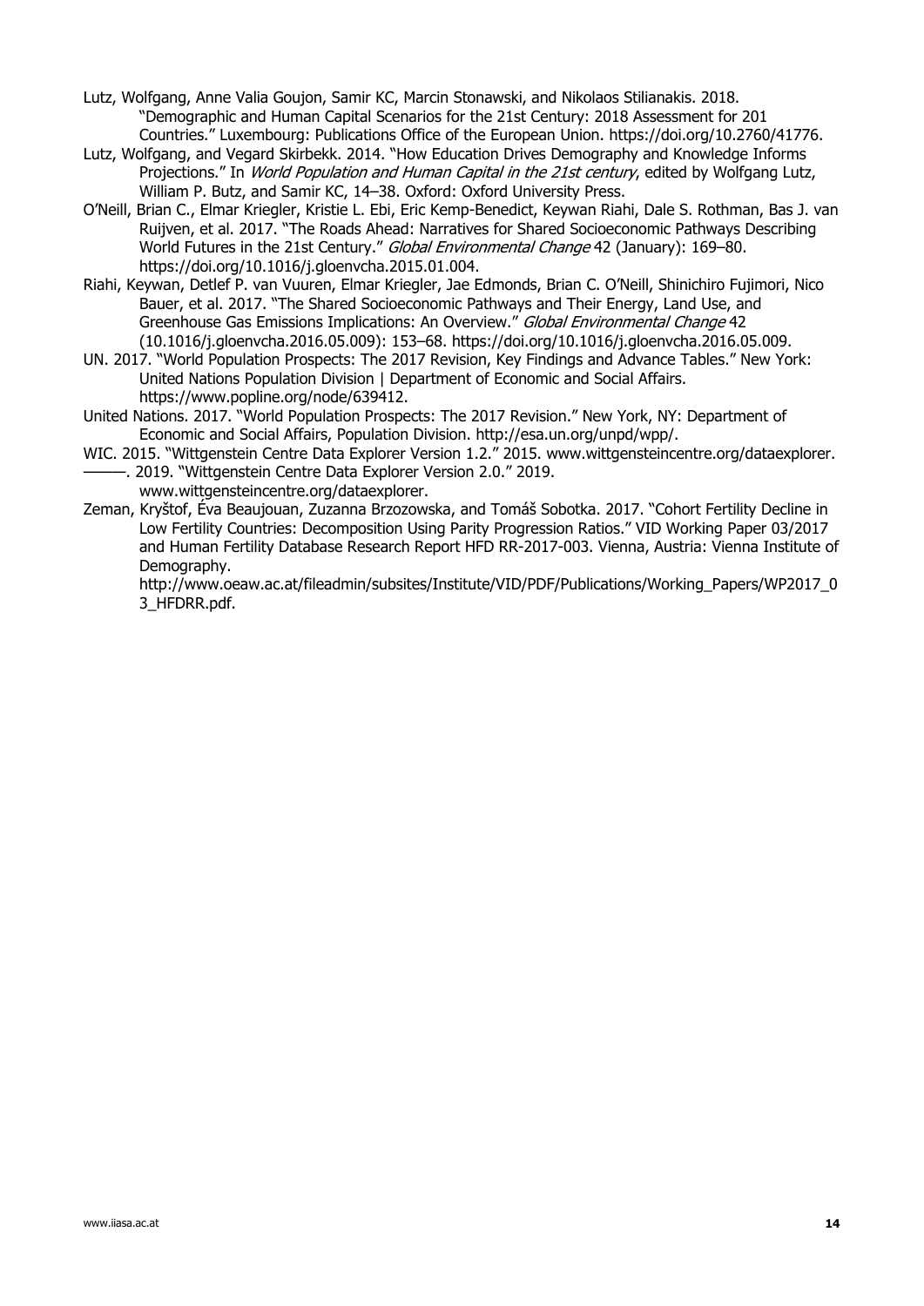Lutz, Wolfgang, Anne Valia Goujon, Samir KC, Marcin Stonawski, and Nikolaos Stilianakis. 2018. "Demographic and Human Capital Scenarios for the 21st Century: 2018 Assessment for 201 Countries." Luxembourg: Publications Office of the European Union. https://doi.org/10.2760/41776.

Lutz, Wolfgang, and Vegard Skirbekk. 2014. "How Education Drives Demography and Knowledge Informs Projections." In *World Population and Human Capital in the 21st century*, edited by Wolfgang Lutz, William P. Butz, and Samir KC, 14–38. Oxford: Oxford University Press.

O'Neill, Brian C., Elmar Kriegler, Kristie L. Ebi, Eric Kemp-Benedict, Keywan Riahi, Dale S. Rothman, Bas J. van Ruijven, et al. 2017. "The Roads Ahead: Narratives for Shared Socioeconomic Pathways Describing World Futures in the 21st Century." *Global Environmental Change* 42 (January): 169–80. https://doi.org/10.1016/j.gloenvcha.2015.01.004.

Riahi, Keywan, Detlef P. van Vuuren, Elmar Kriegler, Jae Edmonds, Brian C. O'Neill, Shinichiro Fujimori, Nico Bauer, et al. 2017. "The Shared Socioeconomic Pathways and Their Energy, Land Use, and Greenhouse Gas Emissions Implications: An Overview." *Global Environmental Change* 42 (10.1016/j.gloenvcha.2016.05.009): 153–68. https://doi.org/10.1016/j.gloenvcha.2016.05.009.

UN. 2017. "World Population Prospects: The 2017 Revision, Key Findings and Advance Tables." New York: United Nations Population Division | Department of Economic and Social Affairs. https://www.popline.org/node/639412.

United Nations. 2017. "World Population Prospects: The 2017 Revision." New York, NY: Department of Economic and Social Affairs, Population Division. http://esa.un.org/unpd/wpp/.

WIC. 2015. "Wittgenstein Centre Data Explorer Version 1.2." 2015. www.wittgensteincentre.org/dataexplorer.

———. 2019. "Wittgenstein Centre Data Explorer Version 2.0." 2019. www.wittgensteincentre.org/dataexplorer.

Zeman, Kryštof, Éva Beaujouan, Zuzanna Brzozowska, and Tomáš Sobotka. 2017. "Cohort Fertility Decline in Low Fertility Countries: Decomposition Using Parity Progression Ratios." VID Working Paper 03/2017 and Human Fertility Database Research Report HFD RR-2017-003. Vienna, Austria: Vienna Institute of Demography. http://www.oeaw.ac.at/fileadmin/subsites/Institute/VID/PDF/Publications/Working_Papers/WP2017_03_HFDRR.pdf.